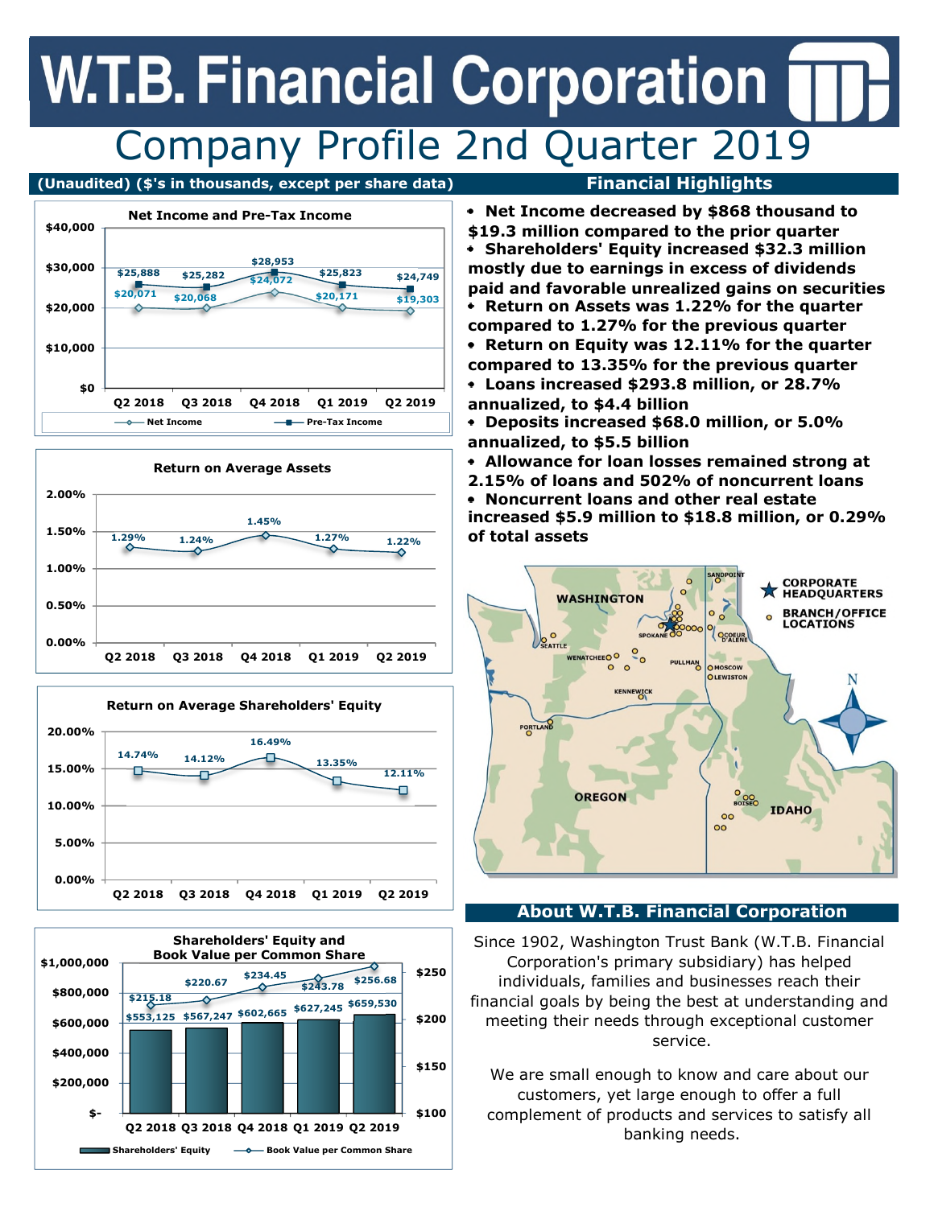# W.T.B. Financial Corporation

## Company Profile 2nd Quarter 2019

**(Unaudited) ($'s in thousands, except per share data)**

**Net Income and Pre-Tax Income**

| | Q2 2018 | Q3 2018 | Q4 2018 | Q1 2019 | Q2 2019 |
|---|---|---|---|---|---|
| Net Income | $20,071 | $20,068 | $24,072 | $20,171 | $19,303 |
| Pre-Tax Income | $25,888 | $25,282 | $28,953 | $25,823 | $24,749 |

**Return on Average Assets**

| Q2 2018 | Q3 2018 | Q4 2018 | Q1 2019 | Q2 2019 |
|---|---|---|---|---|
| 1.29% | 1.24% | 1.45% | 1.27% | 1.22% |

**Return on Average Shareholders' Equity**

| Q2 2018 | Q3 2018 | Q4 2018 | Q1 2019 | Q2 2019 |
|---|---|---|---|---|
| 14.74% | 14.12% | 16.49% | 13.35% | 12.11% |

**Shareholders' Equity and Book Value per Common Share**

| | Q2 2018 | Q3 2018 | Q4 2018 | Q1 2019 | Q2 2019 |
|---|---|---|---|---|---|
| Shareholders' Equity | $553,125 | $567,247 | $602,665 | $627,245 | $659,530 |
| Book Value per Common Share | $215.18 | $220.67 | $234.45 | $243.78 | $256.68 |

## Financial Highlights

- **Net Income decreased by $868 thousand to $19.3 million compared to the prior quarter**
- **Shareholders' Equity increased $32.3 million mostly due to earnings in excess of dividends paid and favorable unrealized gains on securities**
- **Return on Assets was 1.22% for the quarter compared to 1.27% for the previous quarter**
- **Return on Equity was 12.11% for the quarter compared to 13.35% for the previous quarter**
- **Loans increased $293.8 million, or 28.7% annualized, to $4.4 billion**
- **Deposits increased $68.0 million, or 5.0% annualized, to $5.5 billion**
- **Allowance for loan losses remained strong at 2.15% of loans and 502% of noncurrent loans**
- **Noncurrent loans and other real estate increased $5.9 million to $18.8 million, or 0.29% of total assets**

## About W.T.B. Financial Corporation

Since 1902, Washington Trust Bank (W.T.B. Financial Corporation's primary subsidiary) has helped individuals, families and businesses reach their financial goals by being the best at understanding and meeting their needs through exceptional customer service.

We are small enough to know and care about our customers, yet large enough to offer a full complement of products and services to satisfy all banking needs.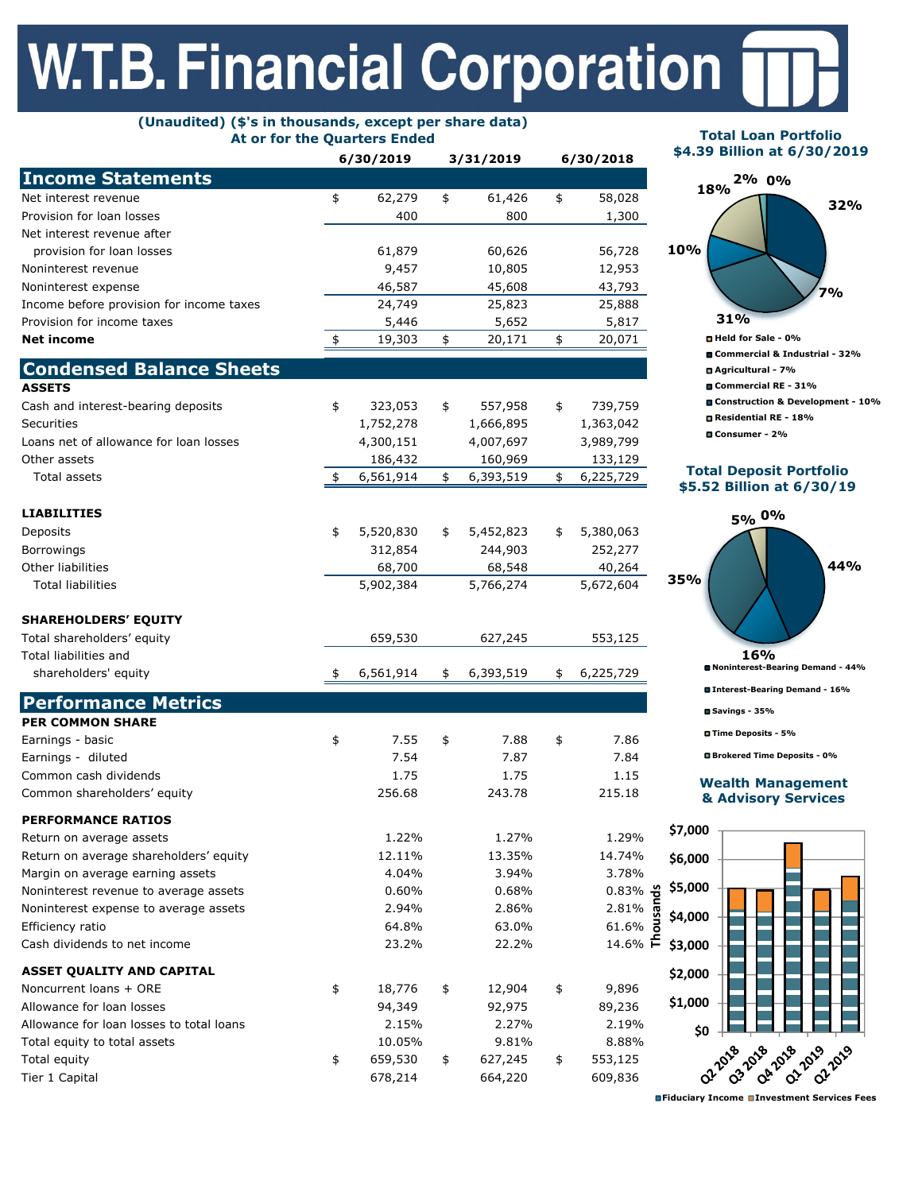# W.T.B. Financial Corporation

**(Unaudited) ($'s in thousands, except per share data)**
**At or for the Quarters Ended**

| | 6/30/2019 | 3/31/2019 | 6/30/2018 |
|---|---|---|---|
| **Income Statements** | | | |
| Net interest revenue | $ 62,279 | $ 61,426 | $ 58,028 |
| Provision for loan losses | 400 | 800 | 1,300 |
| Net interest revenue after provision for loan losses | 61,879 | 60,626 | 56,728 |
| Noninterest revenue | 9,457 | 10,805 | 12,953 |
| Noninterest expense | 46,587 | 45,608 | 43,793 |
| Income before provision for income taxes | 24,749 | 25,823 | 25,888 |
| Provision for income taxes | 5,446 | 5,652 | 5,817 |
| **Net income** | $ 19,303 | $ 20,171 | $ 20,071 |
| **Condensed Balance Sheets** | | | |
| **ASSETS** | | | |
| Cash and interest-bearing deposits | $ 323,053 | $ 557,958 | $ 739,759 |
| Securities | 1,752,278 | 1,666,895 | 1,363,042 |
| Loans net of allowance for loan losses | 4,300,151 | 4,007,697 | 3,989,799 |
| Other assets | 186,432 | 160,969 | 133,129 |
| Total assets | $ 6,561,914 | $ 6,393,519 | $ 6,225,729 |
| **LIABILITIES** | | | |
| Deposits | $ 5,520,830 | $ 5,452,823 | $ 5,380,063 |
| Borrowings | 312,854 | 244,903 | 252,277 |
| Other liabilities | 68,700 | 68,548 | 40,264 |
| Total liabilities | 5,902,384 | 5,766,274 | 5,672,604 |
| **SHAREHOLDERS' EQUITY** | | | |
| Total shareholders' equity | 659,530 | 627,245 | 553,125 |
| Total liabilities and shareholders' equity | $ 6,561,914 | $ 6,393,519 | $ 6,225,729 |
| **Performance Metrics** | | | |
| **PER COMMON SHARE** | | | |
| Earnings - basic | $ 7.55 | $ 7.88 | $ 7.86 |
| Earnings - diluted | 7.54 | 7.87 | 7.84 |
| Common cash dividends | 1.75 | 1.75 | 1.15 |
| Common shareholders' equity | 256.68 | 243.78 | 215.18 |
| **PERFORMANCE RATIOS** | | | |
| Return on average assets | 1.22% | 1.27% | 1.29% |
| Return on average shareholders' equity | 12.11% | 13.35% | 14.74% |
| Margin on average earning assets | 4.04% | 3.94% | 3.78% |
| Noninterest revenue to average assets | 0.60% | 0.68% | 0.83% |
| Noninterest expense to average assets | 2.94% | 2.86% | 2.81% |
| Efficiency ratio | 64.8% | 63.0% | 61.6% |
| Cash dividends to net income | 23.2% | 22.2% | 14.6% |
| **ASSET QUALITY AND CAPITAL** | | | |
| Noncurrent loans + ORE | $ 18,776 | $ 12,904 | $ 9,896 |
| Allowance for loan losses | 94,349 | 92,975 | 89,236 |
| Allowance for loan losses to total loans | 2.15% | 2.27% | 2.19% |
| Total equity to total assets | 10.05% | 9.81% | 8.88% |
| Total equity | $ 659,530 | $ 627,245 | $ 553,125 |
| Tier 1 Capital | 678,214 | 664,220 | 609,836 |

**Total Loan Portfolio**
**$4.39 Billion at 6/30/2019**

2%
0%
32%
7%
31%
10%
18%

Held for Sale - 0%
Commercial & Industrial - 32%
Agricultural - 7%
Commercial RE - 31%
Construction & Development - 10%
Residential RE - 18%
Consumer - 2%

**Total Deposit Portfolio**
**$5.52 Billion at 6/30/19**

5%
0%
44%
16%
35%

Noninterest-Bearing Demand - 44%
Interest-Bearing Demand - 16%
Savings - 35%
Time Deposits - 5%
Brokered Time Deposits - 0%

**Wealth Management & Advisory Services**

$7,000
$6,000
$5,000
$4,000
$3,000
$2,000
$1,000
$0

Thousands

Q2 2018
Q3 2018
Q4 2018
Q1 2019
Q2 2019

Fiduciary Income
Investment Services Fees